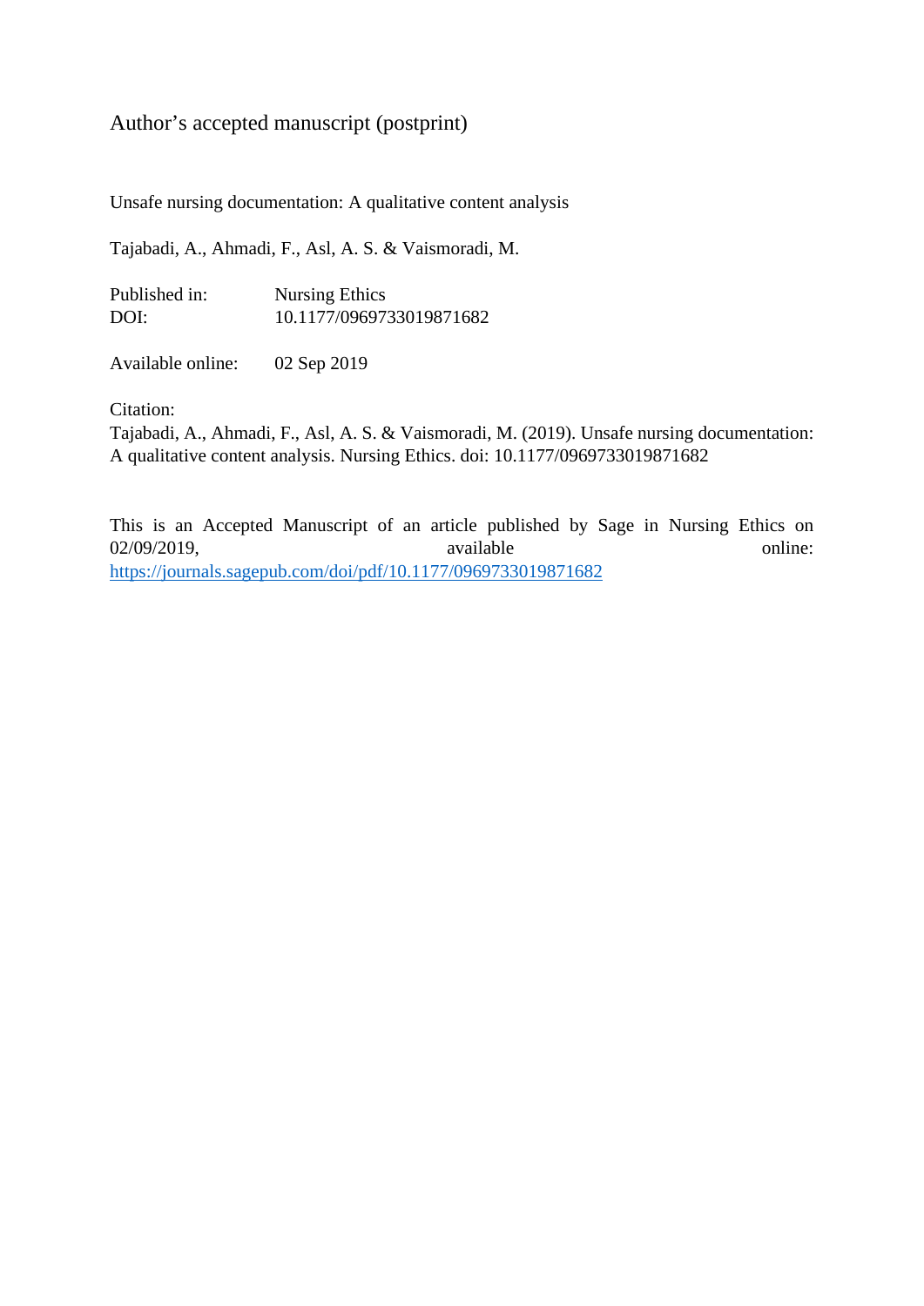Author’s accepted manuscript (postprint)

Unsafe nursing documentation: A qualitative content analysis

Tajabadi, A., Ahmadi, F., Asl, A. S. & Vaismoradi, M.

Published in: Nursing Ethics
DOI: 10.1177/0969733019871682

Available online: 02 Sep 2019

Citation:
Tajabadi, A., Ahmadi, F., Asl, A. S. & Vaismoradi, M. (2019). Unsafe nursing documentation: A qualitative content analysis. Nursing Ethics. doi: 10.1177/0969733019871682

This is an Accepted Manuscript of an article published by Sage in Nursing Ethics on 02/09/2019, available online: https://journals.sagepub.com/doi/pdf/10.1177/0969733019871682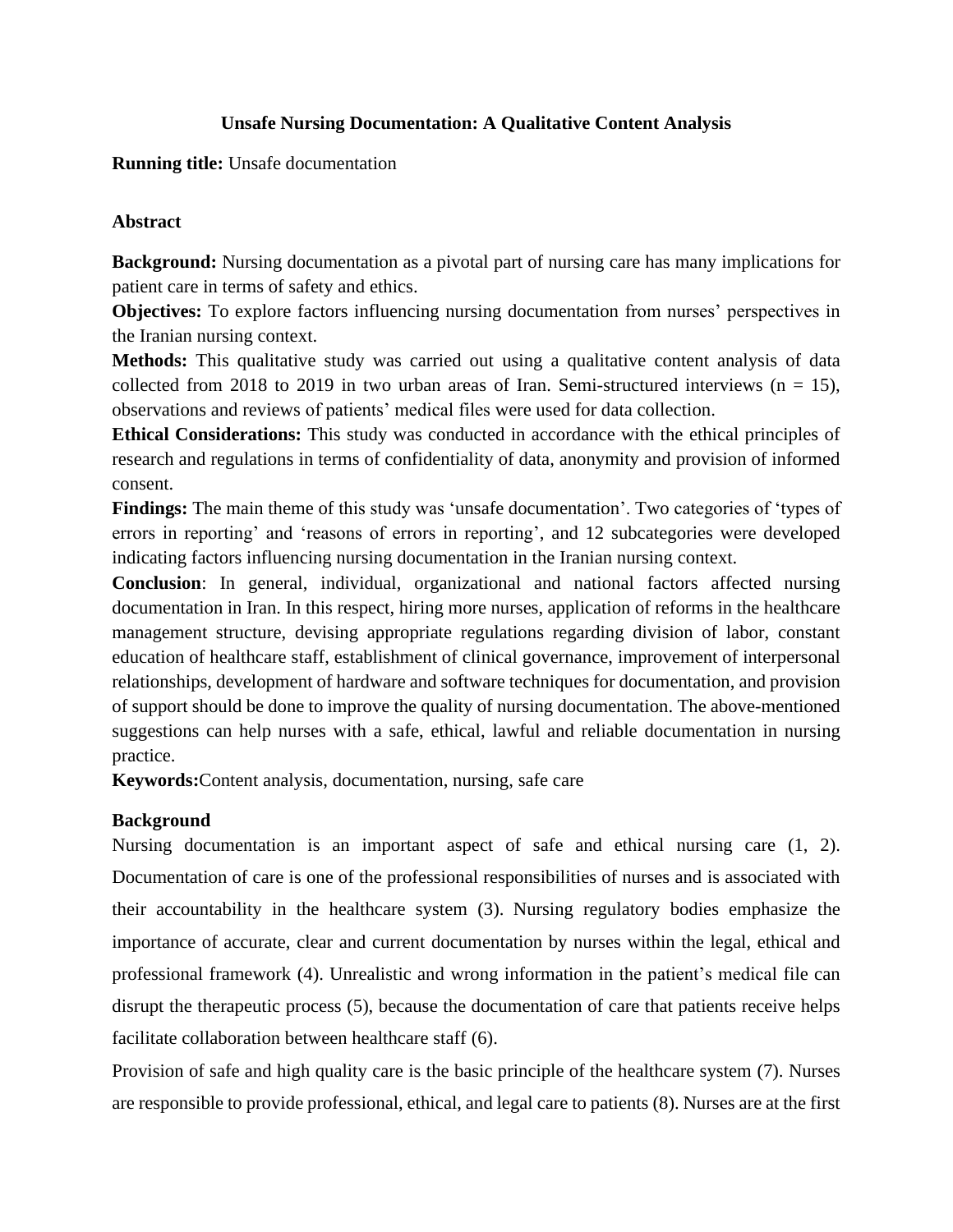# Unsafe Nursing Documentation: A Qualitative Content Analysis

**Running title:** Unsafe documentation

## Abstract

**Background:** Nursing documentation as a pivotal part of nursing care has many implications for patient care in terms of safety and ethics.

**Objectives:** To explore factors influencing nursing documentation from nurses' perspectives in the Iranian nursing context.

**Methods:** This qualitative study was carried out using a qualitative content analysis of data collected from 2018 to 2019 in two urban areas of Iran. Semi-structured interviews (n = 15), observations and reviews of patients' medical files were used for data collection.

**Ethical Considerations:** This study was conducted in accordance with the ethical principles of research and regulations in terms of confidentiality of data, anonymity and provision of informed consent.

**Findings:** The main theme of this study was 'unsafe documentation'. Two categories of 'types of errors in reporting' and 'reasons of errors in reporting', and 12 subcategories were developed indicating factors influencing nursing documentation in the Iranian nursing context.

**Conclusion**: In general, individual, organizational and national factors affected nursing documentation in Iran. In this respect, hiring more nurses, application of reforms in the healthcare management structure, devising appropriate regulations regarding division of labor, constant education of healthcare staff, establishment of clinical governance, improvement of interpersonal relationships, development of hardware and software techniques for documentation, and provision of support should be done to improve the quality of nursing documentation. The above-mentioned suggestions can help nurses with a safe, ethical, lawful and reliable documentation in nursing practice.

**Keywords:** Content analysis, documentation, nursing, safe care

## Background

Nursing documentation is an important aspect of safe and ethical nursing care (1, 2). Documentation of care is one of the professional responsibilities of nurses and is associated with their accountability in the healthcare system (3). Nursing regulatory bodies emphasize the importance of accurate, clear and current documentation by nurses within the legal, ethical and professional framework (4). Unrealistic and wrong information in the patient's medical file can disrupt the therapeutic process (5), because the documentation of care that patients receive helps facilitate collaboration between healthcare staff (6).

Provision of safe and high quality care is the basic principle of the healthcare system (7). Nurses are responsible to provide professional, ethical, and legal care to patients (8). Nurses are at the first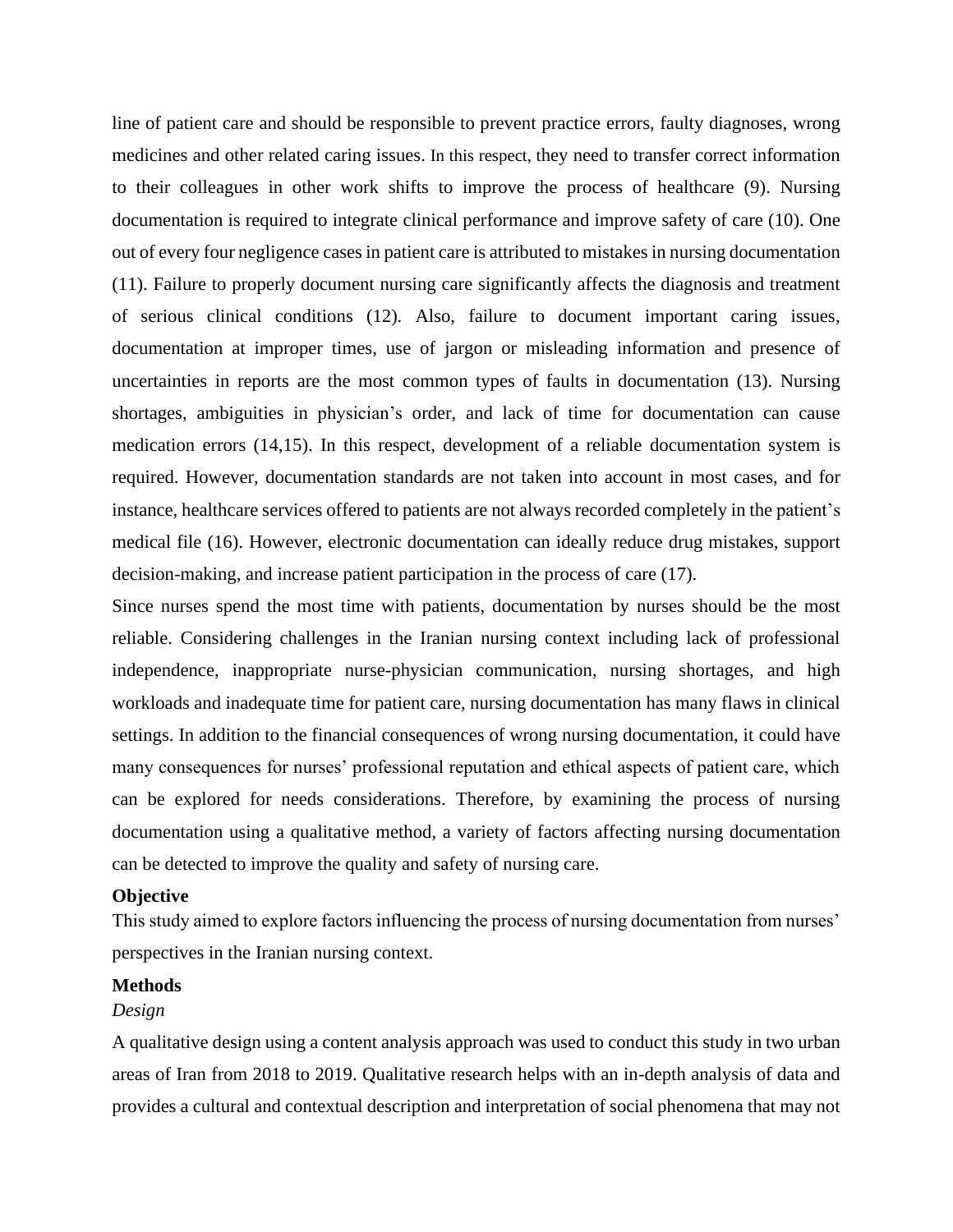line of patient care and should be responsible to prevent practice errors, faulty diagnoses, wrong medicines and other related caring issues. In this respect, they need to transfer correct information to their colleagues in other work shifts to improve the process of healthcare (9). Nursing documentation is required to integrate clinical performance and improve safety of care (10). One out of every four negligence cases in patient care is attributed to mistakes in nursing documentation (11). Failure to properly document nursing care significantly affects the diagnosis and treatment of serious clinical conditions (12). Also, failure to document important caring issues, documentation at improper times, use of jargon or misleading information and presence of uncertainties in reports are the most common types of faults in documentation (13). Nursing shortages, ambiguities in physician's order, and lack of time for documentation can cause medication errors (14,15). In this respect, development of a reliable documentation system is required. However, documentation standards are not taken into account in most cases, and for instance, healthcare services offered to patients are not always recorded completely in the patient's medical file (16). However, electronic documentation can ideally reduce drug mistakes, support decision-making, and increase patient participation in the process of care (17).

Since nurses spend the most time with patients, documentation by nurses should be the most reliable. Considering challenges in the Iranian nursing context including lack of professional independence, inappropriate nurse-physician communication, nursing shortages, and high workloads and inadequate time for patient care, nursing documentation has many flaws in clinical settings. In addition to the financial consequences of wrong nursing documentation, it could have many consequences for nurses' professional reputation and ethical aspects of patient care, which can be explored for needs considerations. Therefore, by examining the process of nursing documentation using a qualitative method, a variety of factors affecting nursing documentation can be detected to improve the quality and safety of nursing care.

## Objective

This study aimed to explore factors influencing the process of nursing documentation from nurses' perspectives in the Iranian nursing context.

## Methods

### *Design*

A qualitative design using a content analysis approach was used to conduct this study in two urban areas of Iran from 2018 to 2019. Qualitative research helps with an in-depth analysis of data and provides a cultural and contextual description and interpretation of social phenomena that may not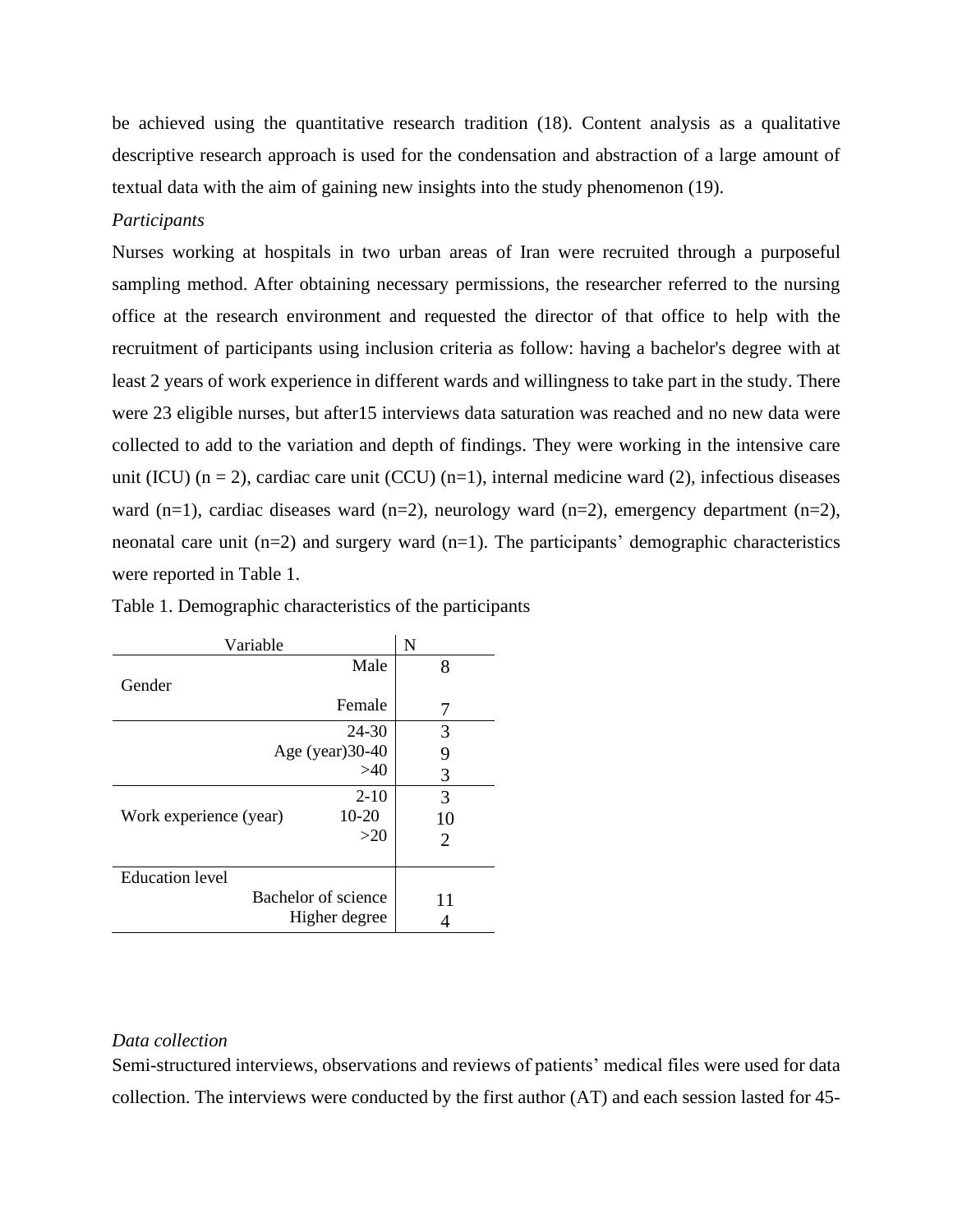be achieved using the quantitative research tradition (18). Content analysis as a qualitative descriptive research approach is used for the condensation and abstraction of a large amount of textual data with the aim of gaining new insights into the study phenomenon (19).

*Participants*

Nurses working at hospitals in two urban areas of Iran were recruited through a purposeful sampling method. After obtaining necessary permissions, the researcher referred to the nursing office at the research environment and requested the director of that office to help with the recruitment of participants using inclusion criteria as follow: having a bachelor's degree with at least 2 years of work experience in different wards and willingness to take part in the study. There were 23 eligible nurses, but after15 interviews data saturation was reached and no new data were collected to add to the variation and depth of findings. They were working in the intensive care unit (ICU) (n = 2), cardiac care unit (CCU) (n=1), internal medicine ward (2), infectious diseases ward (n=1), cardiac diseases ward (n=2), neurology ward (n=2), emergency department (n=2), neonatal care unit (n=2) and surgery ward (n=1). The participants' demographic characteristics were reported in Table 1.

Table 1. Demographic characteristics of the participants

| Variable | | N |
|---|---|---|
| Gender | Male | 8 |
| | Female | 7 |
| Age (year) | 24-30 | 3 |
| | 30-40 | 9 |
| | >40 | 3 |
| Work experience (year) | 2-10 | 3 |
| | 10-20 | 10 |
| | >20 | 2 |
| Education level | Bachelor of science | 11 |
| | Higher degree | 4 |

*Data collection*

Semi-structured interviews, observations and reviews of patients' medical files were used for data collection. The interviews were conducted by the first author (AT) and each session lasted for 45-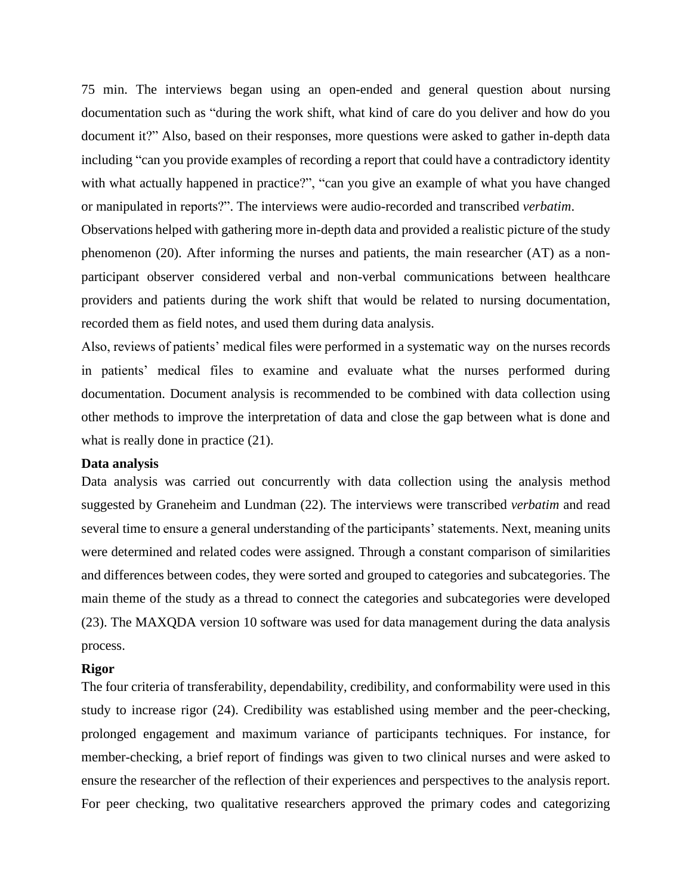75 min. The interviews began using an open-ended and general question about nursing documentation such as "during the work shift, what kind of care do you deliver and how do you document it?" Also, based on their responses, more questions were asked to gather in-depth data including "can you provide examples of recording a report that could have a contradictory identity with what actually happened in practice?", "can you give an example of what you have changed or manipulated in reports?". The interviews were audio-recorded and transcribed *verbatim*.

Observations helped with gathering more in-depth data and provided a realistic picture of the study phenomenon (20). After informing the nurses and patients, the main researcher (AT) as a non-participant observer considered verbal and non-verbal communications between healthcare providers and patients during the work shift that would be related to nursing documentation, recorded them as field notes, and used them during data analysis.

Also, reviews of patients' medical files were performed in a systematic way on the nurses records in patients' medical files to examine and evaluate what the nurses performed during documentation. Document analysis is recommended to be combined with data collection using other methods to improve the interpretation of data and close the gap between what is done and what is really done in practice (21).

**Data analysis**

Data analysis was carried out concurrently with data collection using the analysis method suggested by Graneheim and Lundman (22). The interviews were transcribed *verbatim* and read several time to ensure a general understanding of the participants' statements. Next, meaning units were determined and related codes were assigned. Through a constant comparison of similarities and differences between codes, they were sorted and grouped to categories and subcategories. The main theme of the study as a thread to connect the categories and subcategories were developed (23). The MAXQDA version 10 software was used for data management during the data analysis process.

**Rigor**

The four criteria of transferability, dependability, credibility, and conformability were used in this study to increase rigor (24). Credibility was established using member and the peer-checking, prolonged engagement and maximum variance of participants techniques. For instance, for member-checking, a brief report of findings was given to two clinical nurses and were asked to ensure the researcher of the reflection of their experiences and perspectives to the analysis report. For peer checking, two qualitative researchers approved the primary codes and categorizing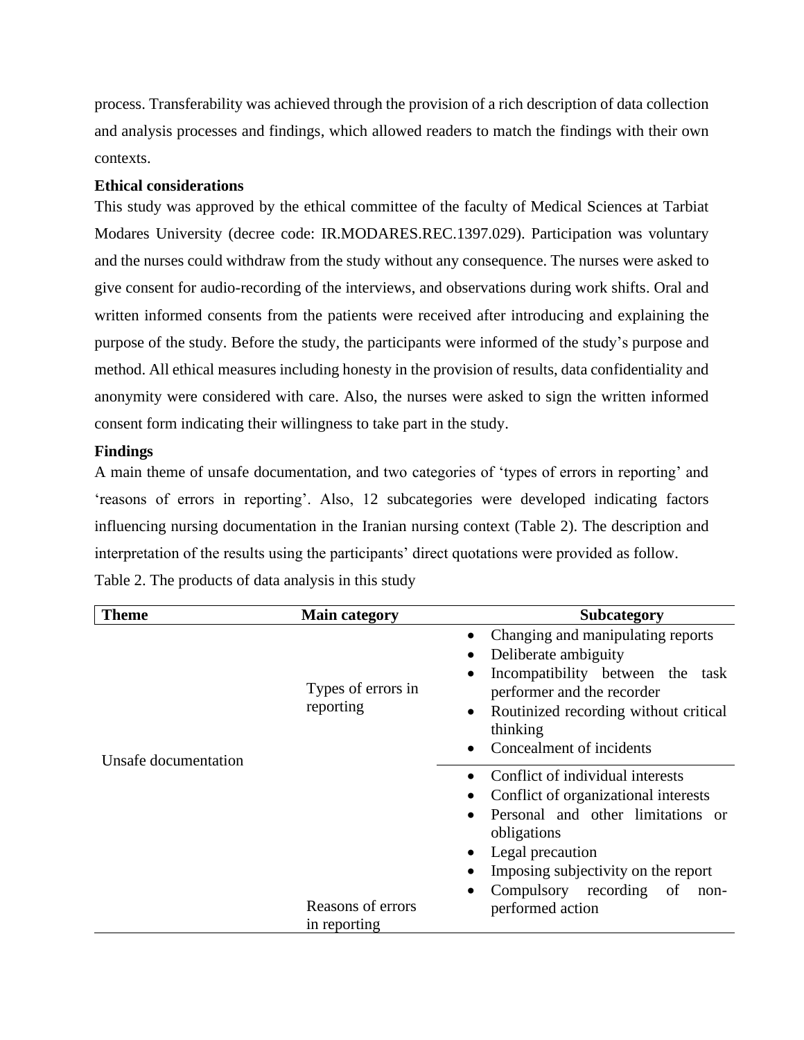process. Transferability was achieved through the provision of a rich description of data collection and analysis processes and findings, which allowed readers to match the findings with their own contexts.

**Ethical considerations**

This study was approved by the ethical committee of the faculty of Medical Sciences at Tarbiat Modares University (decree code: IR.MODARES.REC.1397.029). Participation was voluntary and the nurses could withdraw from the study without any consequence. The nurses were asked to give consent for audio-recording of the interviews, and observations during work shifts. Oral and written informed consents from the patients were received after introducing and explaining the purpose of the study. Before the study, the participants were informed of the study's purpose and method. All ethical measures including honesty in the provision of results, data confidentiality and anonymity were considered with care. Also, the nurses were asked to sign the written informed consent form indicating their willingness to take part in the study.

**Findings**

A main theme of unsafe documentation, and two categories of 'types of errors in reporting' and 'reasons of errors in reporting'. Also, 12 subcategories were developed indicating factors influencing nursing documentation in the Iranian nursing context (Table 2). The description and interpretation of the results using the participants' direct quotations were provided as follow.

Table 2. The products of data analysis in this study

| Theme | Main category | Subcategory |
|---|---|---|
| Unsafe documentation | Types of errors in reporting | • Changing and manipulating reports<br>• Deliberate ambiguity<br>• Incompatibility between the task performer and the recorder<br>• Routinized recording without critical thinking<br>• Concealment of incidents |
| | Reasons of errors in reporting | • Conflict of individual interests<br>• Conflict of organizational interests<br>• Personal and other limitations or obligations<br>• Legal precaution<br>• Imposing subjectivity on the report<br>• Compulsory recording of non-performed action |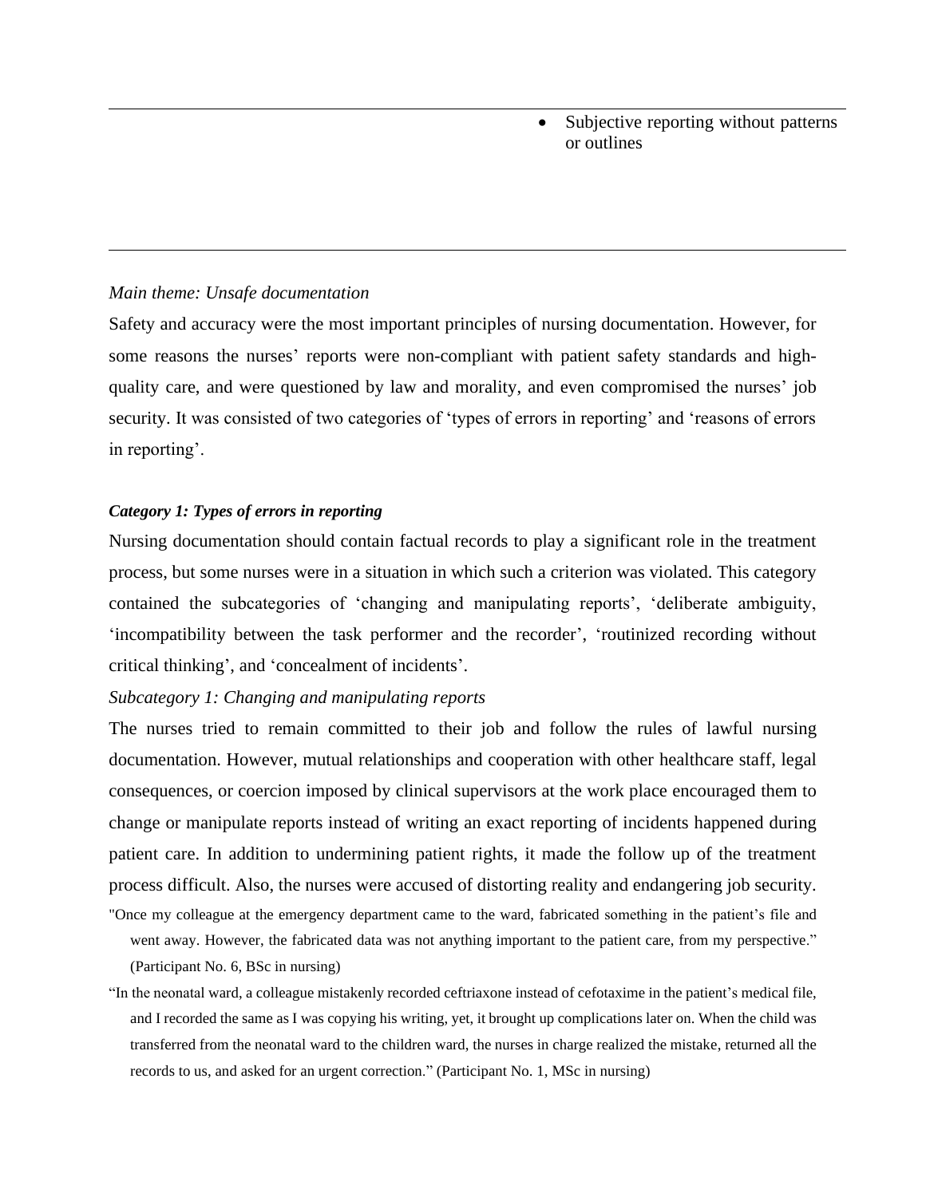| | |
|---|---|
| | • Subjective reporting without patterns or outlines |

*Main theme: Unsafe documentation*

Safety and accuracy were the most important principles of nursing documentation. However, for some reasons the nurses' reports were non-compliant with patient safety standards and high-quality care, and were questioned by law and morality, and even compromised the nurses' job security. It was consisted of two categories of 'types of errors in reporting' and 'reasons of errors in reporting'.

***Category 1: Types of errors in reporting***

Nursing documentation should contain factual records to play a significant role in the treatment process, but some nurses were in a situation in which such a criterion was violated. This category contained the subcategories of 'changing and manipulating reports', 'deliberate ambiguity, 'incompatibility between the task performer and the recorder', 'routinized recording without critical thinking', and 'concealment of incidents'.

*Subcategory 1: Changing and manipulating reports*

The nurses tried to remain committed to their job and follow the rules of lawful nursing documentation. However, mutual relationships and cooperation with other healthcare staff, legal consequences, or coercion imposed by clinical supervisors at the work place encouraged them to change or manipulate reports instead of writing an exact reporting of incidents happened during patient care. In addition to undermining patient rights, it made the follow up of the treatment process difficult. Also, the nurses were accused of distorting reality and endangering job security.

> "Once my colleague at the emergency department came to the ward, fabricated something in the patient's file and went away. However, the fabricated data was not anything important to the patient care, from my perspective." (Participant No. 6, BSc in nursing)

> "In the neonatal ward, a colleague mistakenly recorded ceftriaxone instead of cefotaxime in the patient's medical file, and I recorded the same as I was copying his writing, yet, it brought up complications later on. When the child was transferred from the neonatal ward to the children ward, the nurses in charge realized the mistake, returned all the records to us, and asked for an urgent correction." (Participant No. 1, MSc in nursing)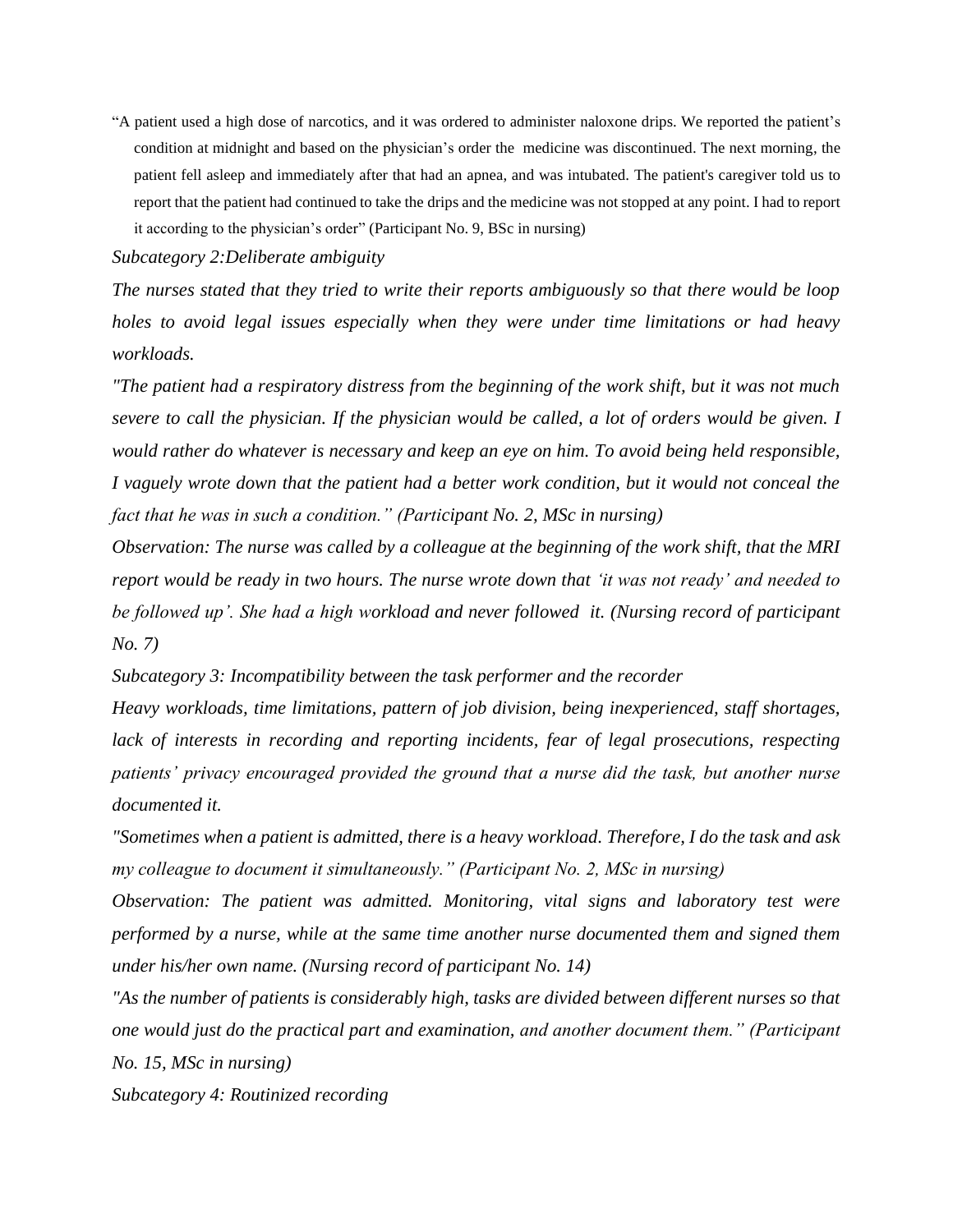"A patient used a high dose of narcotics, and it was ordered to administer naloxone drips. We reported the patient's condition at midnight and based on the physician's order the medicine was discontinued. The next morning, the patient fell asleep and immediately after that had an apnea, and was intubated. The patient's caregiver told us to report that the patient had continued to take the drips and the medicine was not stopped at any point. I had to report it according to the physician's order" (Participant No. 9, BSc in nursing)

*Subcategory 2:Deliberate ambiguity*

*The nurses stated that they tried to write their reports ambiguously so that there would be loop holes to avoid legal issues especially when they were under time limitations or had heavy workloads.*

*"The patient had a respiratory distress from the beginning of the work shift, but it was not much severe to call the physician. If the physician would be called, a lot of orders would be given. I would rather do whatever is necessary and keep an eye on him. To avoid being held responsible, I vaguely wrote down that the patient had a better work condition, but it would not conceal the fact that he was in such a condition." (Participant No. 2, MSc in nursing)*

*Observation: The nurse was called by a colleague at the beginning of the work shift, that the MRI report would be ready in two hours. The nurse wrote down that 'it was not ready' and needed to be followed up'. She had a high workload and never followed it. (Nursing record of participant No. 7)*

*Subcategory 3: Incompatibility between the task performer and the recorder*

*Heavy workloads, time limitations, pattern of job division, being inexperienced, staff shortages, lack of interests in recording and reporting incidents, fear of legal prosecutions, respecting patients' privacy encouraged provided the ground that a nurse did the task, but another nurse documented it.*

*"Sometimes when a patient is admitted, there is a heavy workload. Therefore, I do the task and ask my colleague to document it simultaneously." (Participant No. 2, MSc in nursing)*

*Observation: The patient was admitted. Monitoring, vital signs and laboratory test were performed by a nurse, while at the same time another nurse documented them and signed them under his/her own name. (Nursing record of participant No. 14)*

*"As the number of patients is considerably high, tasks are divided between different nurses so that one would just do the practical part and examination, and another document them." (Participant No. 15, MSc in nursing)*

*Subcategory 4: Routinized recording*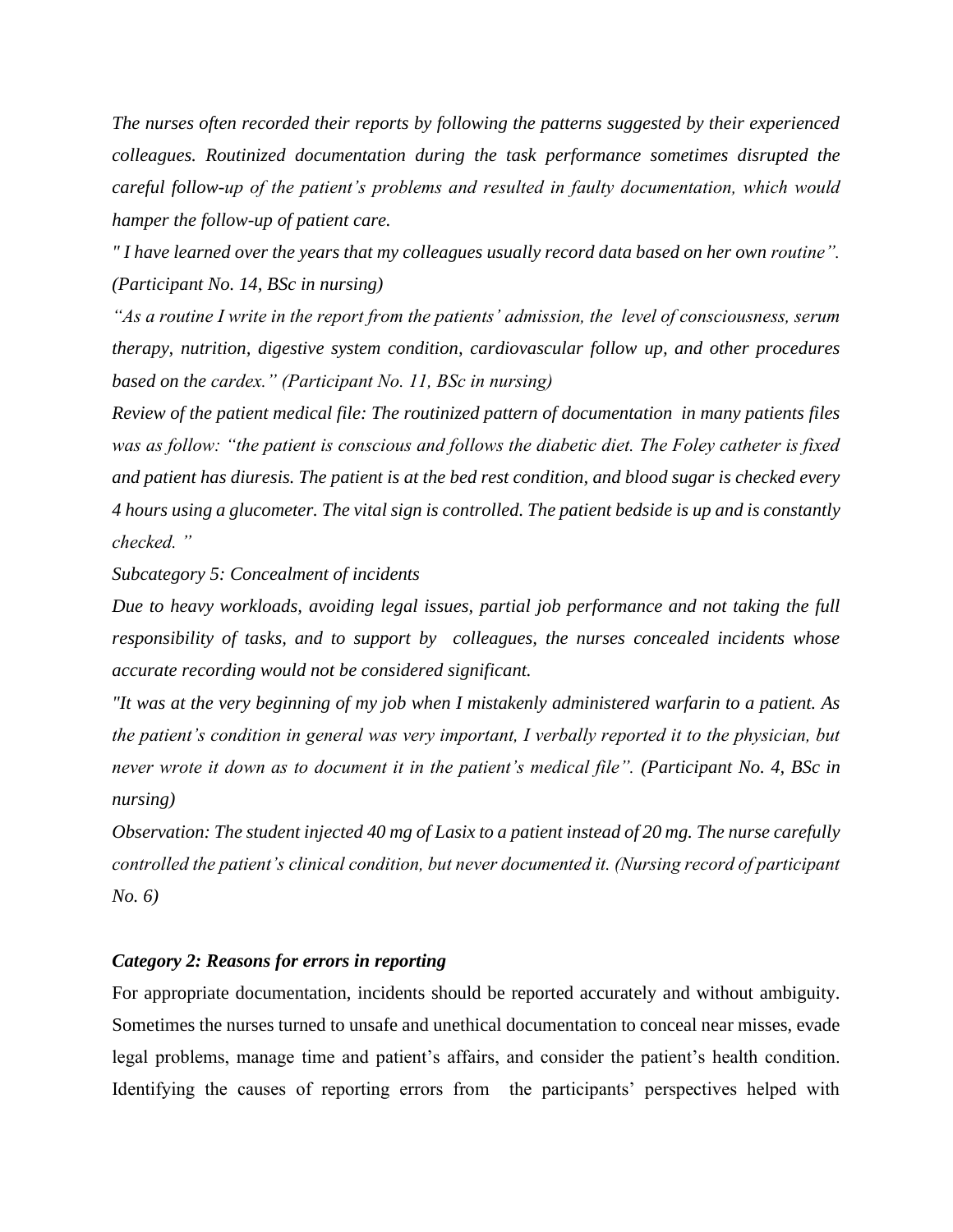*The nurses often recorded their reports by following the patterns suggested by their experienced colleagues. Routinized documentation during the task performance sometimes disrupted the careful follow-up of the patient's problems and resulted in faulty documentation, which would hamper the follow-up of patient care.*

*" I have learned over the years that my colleagues usually record data based on her own routine". (Participant No. 14, BSc in nursing)*

*"As a routine I write in the report from the patients' admission, the level of consciousness, serum therapy, nutrition, digestive system condition, cardiovascular follow up, and other procedures based on the cardex." (Participant No. 11, BSc in nursing)*

*Review of the patient medical file: The routinized pattern of documentation in many patients files was as follow: "the patient is conscious and follows the diabetic diet. The Foley catheter is fixed and patient has diuresis. The patient is at the bed rest condition, and blood sugar is checked every 4 hours using a glucometer. The vital sign is controlled. The patient bedside is up and is constantly checked. "*

*Subcategory 5: Concealment of incidents*

*Due to heavy workloads, avoiding legal issues, partial job performance and not taking the full responsibility of tasks, and to support by colleagues, the nurses concealed incidents whose accurate recording would not be considered significant.*

*"It was at the very beginning of my job when I mistakenly administered warfarin to a patient. As the patient's condition in general was very important, I verbally reported it to the physician, but never wrote it down as to document it in the patient's medical file". (Participant No. 4, BSc in nursing)*

*Observation: The student injected 40 mg of Lasix to a patient instead of 20 mg. The nurse carefully controlled the patient's clinical condition, but never documented it. (Nursing record of participant No. 6)*

### *Category 2: Reasons for errors in reporting*

For appropriate documentation, incidents should be reported accurately and without ambiguity. Sometimes the nurses turned to unsafe and unethical documentation to conceal near misses, evade legal problems, manage time and patient's affairs, and consider the patient's health condition. Identifying the causes of reporting errors from the participants' perspectives helped with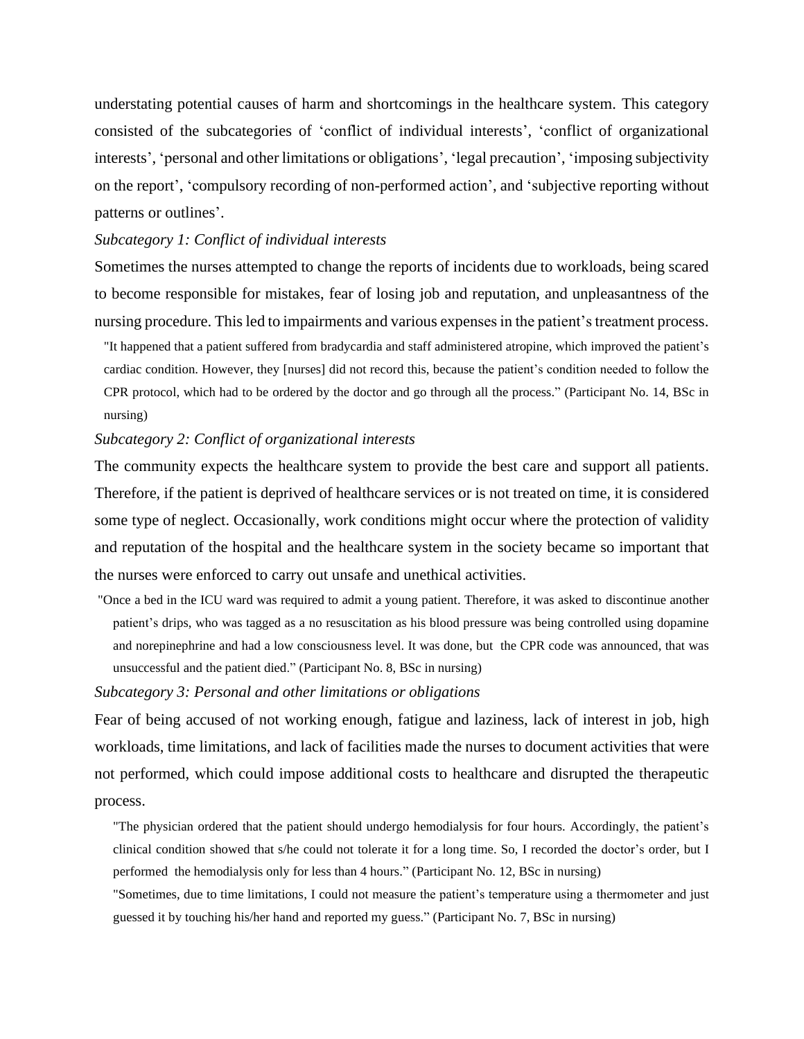understating potential causes of harm and shortcomings in the healthcare system. This category consisted of the subcategories of 'conflict of individual interests', 'conflict of organizational interests', 'personal and other limitations or obligations', 'legal precaution', 'imposing subjectivity on the report', 'compulsory recording of non-performed action', and 'subjective reporting without patterns or outlines'.

*Subcategory 1: Conflict of individual interests*

Sometimes the nurses attempted to change the reports of incidents due to workloads, being scared to become responsible for mistakes, fear of losing job and reputation, and unpleasantness of the nursing procedure. This led to impairments and various expenses in the patient's treatment process.

> "It happened that a patient suffered from bradycardia and staff administered atropine, which improved the patient's cardiac condition. However, they [nurses] did not record this, because the patient's condition needed to follow the CPR protocol, which had to be ordered by the doctor and go through all the process." (Participant No. 14, BSc in nursing)

*Subcategory 2: Conflict of organizational interests*

The community expects the healthcare system to provide the best care and support all patients. Therefore, if the patient is deprived of healthcare services or is not treated on time, it is considered some type of neglect. Occasionally, work conditions might occur where the protection of validity and reputation of the hospital and the healthcare system in the society became so important that the nurses were enforced to carry out unsafe and unethical activities.

> "Once a bed in the ICU ward was required to admit a young patient. Therefore, it was asked to discontinue another patient's drips, who was tagged as a no resuscitation as his blood pressure was being controlled using dopamine and norepinephrine and had a low consciousness level. It was done, but the CPR code was announced, that was unsuccessful and the patient died." (Participant No. 8, BSc in nursing)

*Subcategory 3: Personal and other limitations or obligations*

Fear of being accused of not working enough, fatigue and laziness, lack of interest in job, high workloads, time limitations, and lack of facilities made the nurses to document activities that were not performed, which could impose additional costs to healthcare and disrupted the therapeutic process.

> "The physician ordered that the patient should undergo hemodialysis for four hours. Accordingly, the patient's clinical condition showed that s/he could not tolerate it for a long time. So, I recorded the doctor's order, but I performed the hemodialysis only for less than 4 hours." (Participant No. 12, BSc in nursing)

> "Sometimes, due to time limitations, I could not measure the patient's temperature using a thermometer and just guessed it by touching his/her hand and reported my guess." (Participant No. 7, BSc in nursing)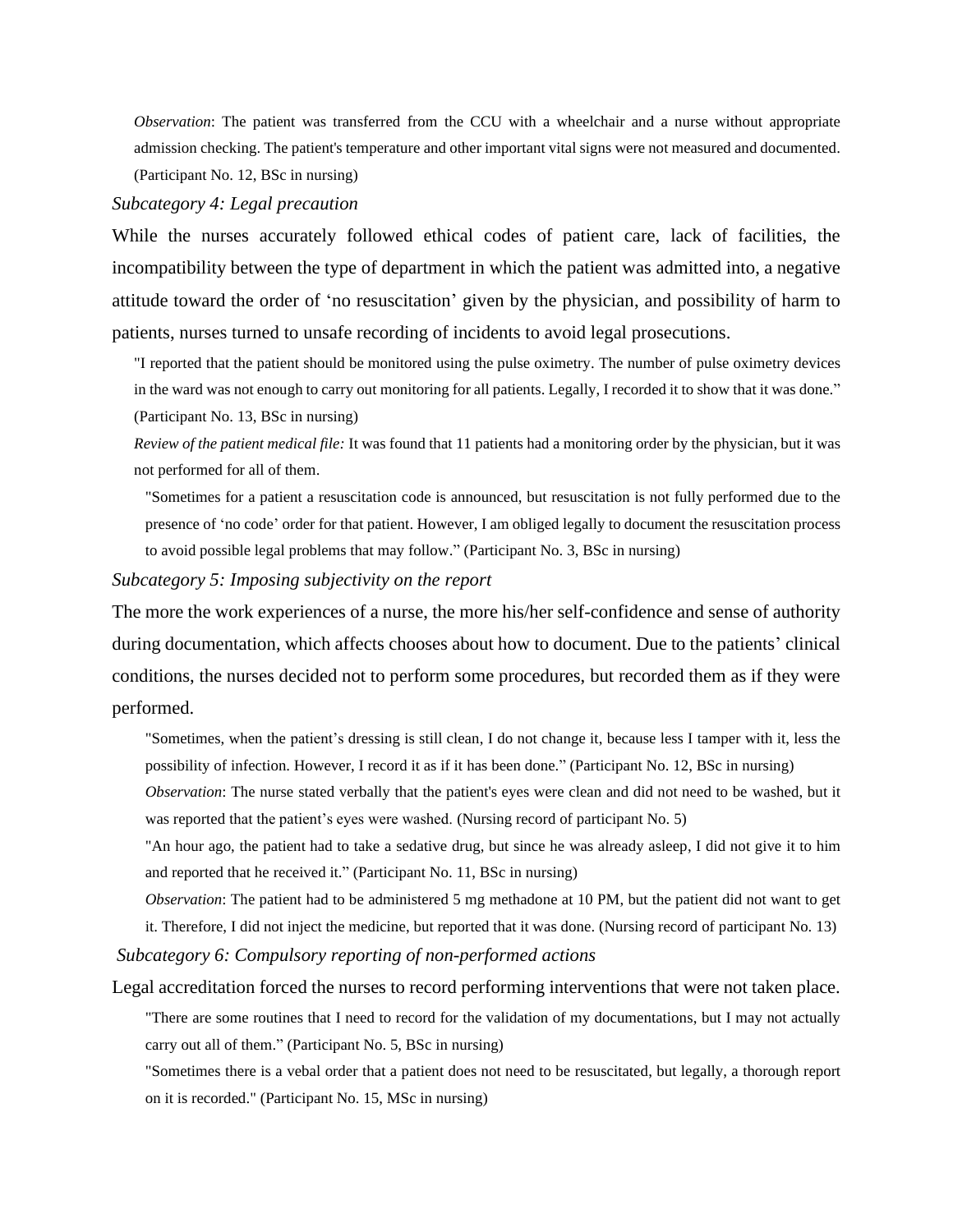*Observation*: The patient was transferred from the CCU with a wheelchair and a nurse without appropriate admission checking. The patient's temperature and other important vital signs were not measured and documented. (Participant No. 12, BSc in nursing)

*Subcategory 4: Legal precaution*

While the nurses accurately followed ethical codes of patient care, lack of facilities, the incompatibility between the type of department in which the patient was admitted into, a negative attitude toward the order of 'no resuscitation' given by the physician, and possibility of harm to patients, nurses turned to unsafe recording of incidents to avoid legal prosecutions.

> "I reported that the patient should be monitored using the pulse oximetry. The number of pulse oximetry devices in the ward was not enough to carry out monitoring for all patients. Legally, I recorded it to show that it was done." (Participant No. 13, BSc in nursing)

> *Review of the patient medical file:* It was found that 11 patients had a monitoring order by the physician, but it was not performed for all of them.

> "Sometimes for a patient a resuscitation code is announced, but resuscitation is not fully performed due to the presence of 'no code' order for that patient. However, I am obliged legally to document the resuscitation process to avoid possible legal problems that may follow." (Participant No. 3, BSc in nursing)

*Subcategory 5: Imposing subjectivity on the report*

The more the work experiences of a nurse, the more his/her self-confidence and sense of authority during documentation, which affects chooses about how to document. Due to the patients' clinical conditions, the nurses decided not to perform some procedures, but recorded them as if they were performed.

> "Sometimes, when the patient's dressing is still clean, I do not change it, because less I tamper with it, less the possibility of infection. However, I record it as if it has been done." (Participant No. 12, BSc in nursing)

> *Observation*: The nurse stated verbally that the patient's eyes were clean and did not need to be washed, but it was reported that the patient's eyes were washed. (Nursing record of participant No. 5)

> "An hour ago, the patient had to take a sedative drug, but since he was already asleep, I did not give it to him and reported that he received it." (Participant No. 11, BSc in nursing)

> *Observation*: The patient had to be administered 5 mg methadone at 10 PM, but the patient did not want to get it. Therefore, I did not inject the medicine, but reported that it was done. (Nursing record of participant No. 13)

*Subcategory 6: Compulsory reporting of non-performed actions*

Legal accreditation forced the nurses to record performing interventions that were not taken place.

> "There are some routines that I need to record for the validation of my documentations, but I may not actually carry out all of them." (Participant No. 5, BSc in nursing)

> "Sometimes there is a vebal order that a patient does not need to be resuscitated, but legally, a thorough report on it is recorded." (Participant No. 15, MSc in nursing)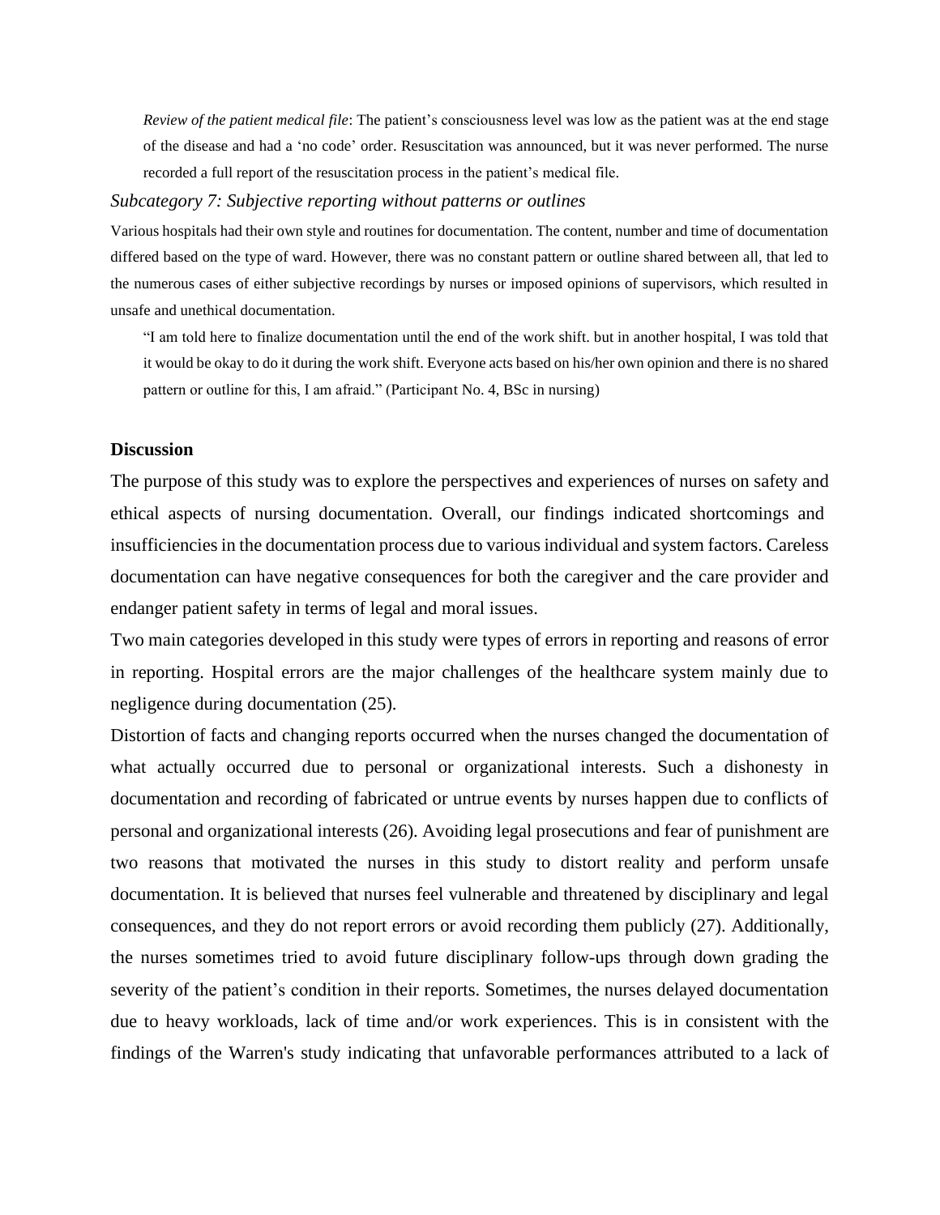> *Review of the patient medical file*: The patient's consciousness level was low as the patient was at the end stage of the disease and had a 'no code' order. Resuscitation was announced, but it was never performed. The nurse recorded a full report of the resuscitation process in the patient's medical file.

*Subcategory 7: Subjective reporting without patterns or outlines*

Various hospitals had their own style and routines for documentation. The content, number and time of documentation differed based on the type of ward. However, there was no constant pattern or outline shared between all, that led to the numerous cases of either subjective recordings by nurses or imposed opinions of supervisors, which resulted in unsafe and unethical documentation.

> "I am told here to finalize documentation until the end of the work shift. but in another hospital, I was told that it would be okay to do it during the work shift. Everyone acts based on his/her own opinion and there is no shared pattern or outline for this, I am afraid." (Participant No. 4, BSc in nursing)

## Discussion

The purpose of this study was to explore the perspectives and experiences of nurses on safety and ethical aspects of nursing documentation. Overall, our findings indicated shortcomings and insufficiencies in the documentation process due to various individual and system factors. Careless documentation can have negative consequences for both the caregiver and the care provider and endanger patient safety in terms of legal and moral issues.

Two main categories developed in this study were types of errors in reporting and reasons of error in reporting. Hospital errors are the major challenges of the healthcare system mainly due to negligence during documentation (25).

Distortion of facts and changing reports occurred when the nurses changed the documentation of what actually occurred due to personal or organizational interests. Such a dishonesty in documentation and recording of fabricated or untrue events by nurses happen due to conflicts of personal and organizational interests (26). Avoiding legal prosecutions and fear of punishment are two reasons that motivated the nurses in this study to distort reality and perform unsafe documentation. It is believed that nurses feel vulnerable and threatened by disciplinary and legal consequences, and they do not report errors or avoid recording them publicly (27). Additionally, the nurses sometimes tried to avoid future disciplinary follow-ups through down grading the severity of the patient's condition in their reports. Sometimes, the nurses delayed documentation due to heavy workloads, lack of time and/or work experiences. This is in consistent with the findings of the Warren's study indicating that unfavorable performances attributed to a lack of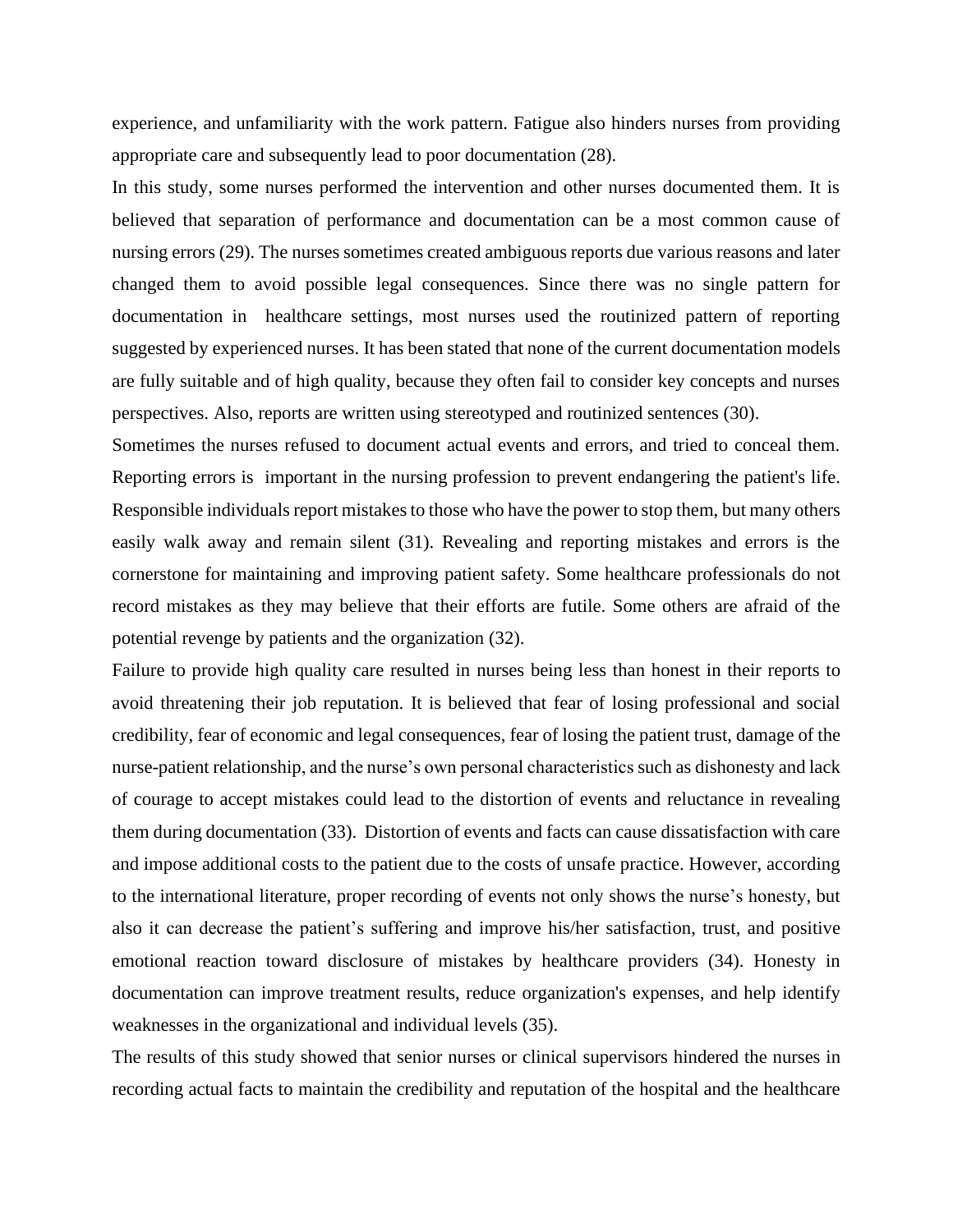experience, and unfamiliarity with the work pattern. Fatigue also hinders nurses from providing appropriate care and subsequently lead to poor documentation (28).

In this study, some nurses performed the intervention and other nurses documented them. It is believed that separation of performance and documentation can be a most common cause of nursing errors (29). The nurses sometimes created ambiguous reports due various reasons and later changed them to avoid possible legal consequences. Since there was no single pattern for documentation in healthcare settings, most nurses used the routinized pattern of reporting suggested by experienced nurses. It has been stated that none of the current documentation models are fully suitable and of high quality, because they often fail to consider key concepts and nurses perspectives. Also, reports are written using stereotyped and routinized sentences (30).

Sometimes the nurses refused to document actual events and errors, and tried to conceal them. Reporting errors is important in the nursing profession to prevent endangering the patient's life. Responsible individuals report mistakes to those who have the power to stop them, but many others easily walk away and remain silent (31). Revealing and reporting mistakes and errors is the cornerstone for maintaining and improving patient safety. Some healthcare professionals do not record mistakes as they may believe that their efforts are futile. Some others are afraid of the potential revenge by patients and the organization (32).

Failure to provide high quality care resulted in nurses being less than honest in their reports to avoid threatening their job reputation. It is believed that fear of losing professional and social credibility, fear of economic and legal consequences, fear of losing the patient trust, damage of the nurse-patient relationship, and the nurse's own personal characteristics such as dishonesty and lack of courage to accept mistakes could lead to the distortion of events and reluctance in revealing them during documentation (33). Distortion of events and facts can cause dissatisfaction with care and impose additional costs to the patient due to the costs of unsafe practice. However, according to the international literature, proper recording of events not only shows the nurse's honesty, but also it can decrease the patient's suffering and improve his/her satisfaction, trust, and positive emotional reaction toward disclosure of mistakes by healthcare providers (34). Honesty in documentation can improve treatment results, reduce organization's expenses, and help identify weaknesses in the organizational and individual levels (35).

The results of this study showed that senior nurses or clinical supervisors hindered the nurses in recording actual facts to maintain the credibility and reputation of the hospital and the healthcare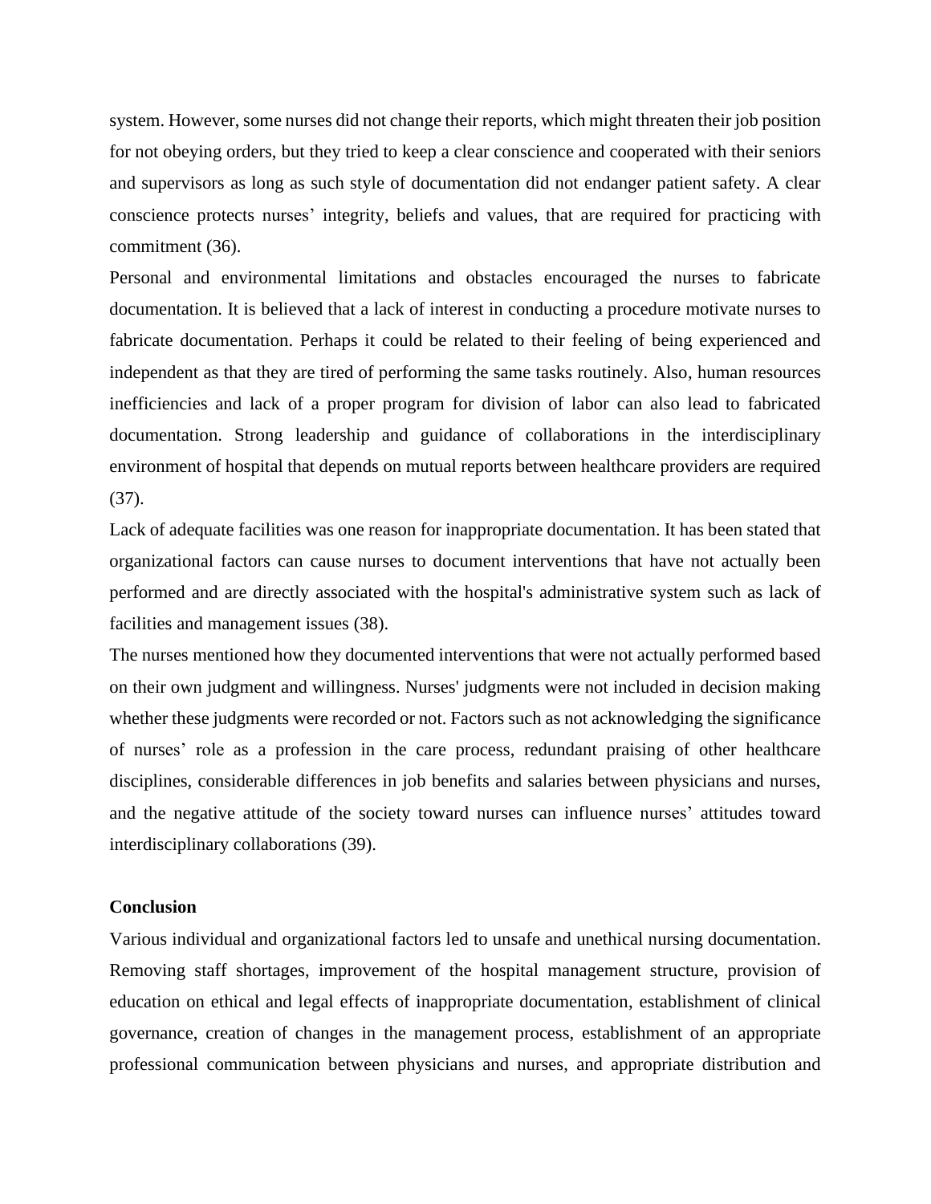system. However, some nurses did not change their reports, which might threaten their job position for not obeying orders, but they tried to keep a clear conscience and cooperated with their seniors and supervisors as long as such style of documentation did not endanger patient safety. A clear conscience protects nurses' integrity, beliefs and values, that are required for practicing with commitment (36).

Personal and environmental limitations and obstacles encouraged the nurses to fabricate documentation. It is believed that a lack of interest in conducting a procedure motivate nurses to fabricate documentation. Perhaps it could be related to their feeling of being experienced and independent as that they are tired of performing the same tasks routinely. Also, human resources inefficiencies and lack of a proper program for division of labor can also lead to fabricated documentation. Strong leadership and guidance of collaborations in the interdisciplinary environment of hospital that depends on mutual reports between healthcare providers are required (37).

Lack of adequate facilities was one reason for inappropriate documentation. It has been stated that organizational factors can cause nurses to document interventions that have not actually been performed and are directly associated with the hospital's administrative system such as lack of facilities and management issues (38).

The nurses mentioned how they documented interventions that were not actually performed based on their own judgment and willingness. Nurses' judgments were not included in decision making whether these judgments were recorded or not. Factors such as not acknowledging the significance of nurses' role as a profession in the care process, redundant praising of other healthcare disciplines, considerable differences in job benefits and salaries between physicians and nurses, and the negative attitude of the society toward nurses can influence nurses' attitudes toward interdisciplinary collaborations (39).

## Conclusion

Various individual and organizational factors led to unsafe and unethical nursing documentation. Removing staff shortages, improvement of the hospital management structure, provision of education on ethical and legal effects of inappropriate documentation, establishment of clinical governance, creation of changes in the management process, establishment of an appropriate professional communication between physicians and nurses, and appropriate distribution and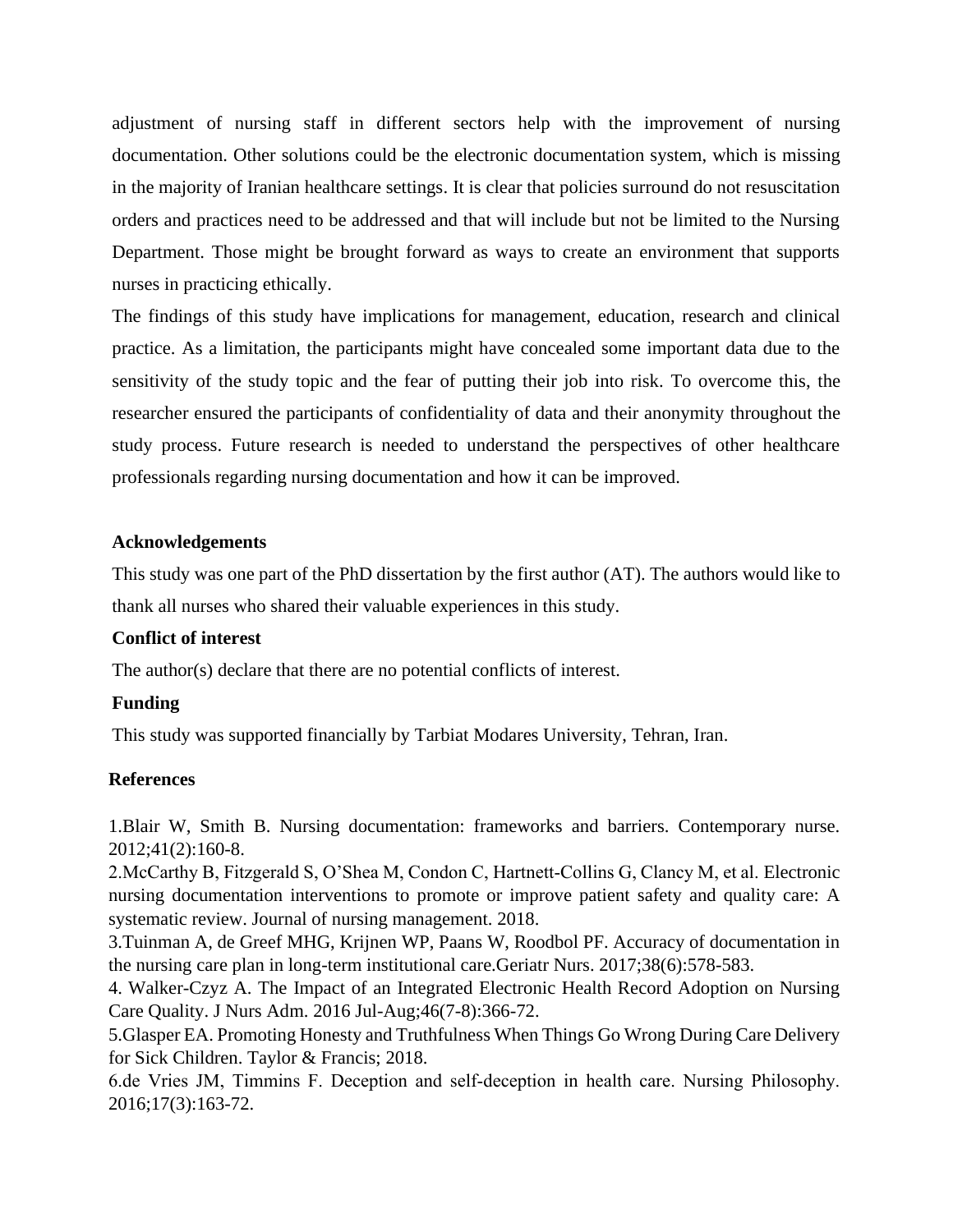adjustment of nursing staff in different sectors help with the improvement of nursing documentation. Other solutions could be the electronic documentation system, which is missing in the majority of Iranian healthcare settings. It is clear that policies surround do not resuscitation orders and practices need to be addressed and that will include but not be limited to the Nursing Department. Those might be brought forward as ways to create an environment that supports nurses in practicing ethically.

The findings of this study have implications for management, education, research and clinical practice. As a limitation, the participants might have concealed some important data due to the sensitivity of the study topic and the fear of putting their job into risk. To overcome this, the researcher ensured the participants of confidentiality of data and their anonymity throughout the study process. Future research is needed to understand the perspectives of other healthcare professionals regarding nursing documentation and how it can be improved.

**Acknowledgements**

This study was one part of the PhD dissertation by the first author (AT). The authors would like to thank all nurses who shared their valuable experiences in this study.

**Conflict of interest**

The author(s) declare that there are no potential conflicts of interest.

**Funding**

This study was supported financially by Tarbiat Modares University, Tehran, Iran.

**References**

1.Blair W, Smith B. Nursing documentation: frameworks and barriers. Contemporary nurse. 2012;41(2):160-8.

2.McCarthy B, Fitzgerald S, O'Shea M, Condon C, Hartnett-Collins G, Clancy M, et al. Electronic nursing documentation interventions to promote or improve patient safety and quality care: A systematic review. Journal of nursing management. 2018.

3.Tuinman A, de Greef MHG, Krijnen WP, Paans W, Roodbol PF. Accuracy of documentation in the nursing care plan in long-term institutional care.Geriatr Nurs. 2017;38(6):578-583.

4. Walker-Czyz A. The Impact of an Integrated Electronic Health Record Adoption on Nursing Care Quality. J Nurs Adm. 2016 Jul-Aug;46(7-8):366-72.

5.Glasper EA. Promoting Honesty and Truthfulness When Things Go Wrong During Care Delivery for Sick Children. Taylor & Francis; 2018.

6.de Vries JM, Timmins F. Deception and self-deception in health care. Nursing Philosophy. 2016;17(3):163-72.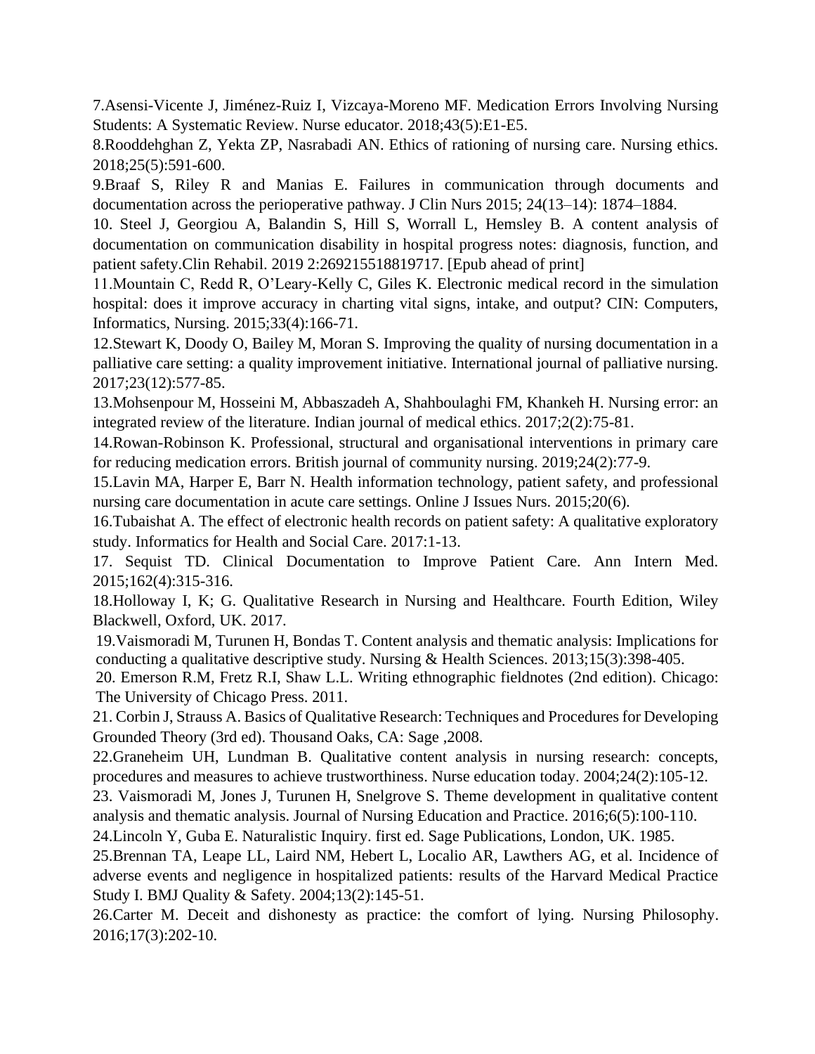7.Asensi-Vicente J, Jiménez-Ruiz I, Vizcaya-Moreno MF. Medication Errors Involving Nursing Students: A Systematic Review. Nurse educator. 2018;43(5):E1-E5.

8.Rooddehghan Z, Yekta ZP, Nasrabadi AN. Ethics of rationing of nursing care. Nursing ethics. 2018;25(5):591-600.

9.Braaf S, Riley R and Manias E. Failures in communication through documents and documentation across the perioperative pathway. J Clin Nurs 2015; 24(13–14): 1874–1884.

10. Steel J, Georgiou A, Balandin S, Hill S, Worrall L, Hemsley B. A content analysis of documentation on communication disability in hospital progress notes: diagnosis, function, and patient safety.Clin Rehabil. 2019 2:269215518819717. [Epub ahead of print]

11.Mountain C, Redd R, O'Leary-Kelly C, Giles K. Electronic medical record in the simulation hospital: does it improve accuracy in charting vital signs, intake, and output? CIN: Computers, Informatics, Nursing. 2015;33(4):166-71.

12.Stewart K, Doody O, Bailey M, Moran S. Improving the quality of nursing documentation in a palliative care setting: a quality improvement initiative. International journal of palliative nursing. 2017;23(12):577-85.

13.Mohsenpour M, Hosseini M, Abbaszadeh A, Shahboulaghi FM, Khankeh H. Nursing error: an integrated review of the literature. Indian journal of medical ethics. 2017;2(2):75-81.

14.Rowan-Robinson K. Professional, structural and organisational interventions in primary care for reducing medication errors. British journal of community nursing. 2019;24(2):77-9.

15.Lavin MA, Harper E, Barr N. Health information technology, patient safety, and professional nursing care documentation in acute care settings. Online J Issues Nurs. 2015;20(6).

16.Tubaishat A. The effect of electronic health records on patient safety: A qualitative exploratory study. Informatics for Health and Social Care. 2017:1-13.

17. Sequist TD. Clinical Documentation to Improve Patient Care. Ann Intern Med. 2015;162(4):315-316.

18.Holloway I, K; G. Qualitative Research in Nursing and Healthcare. Fourth Edition, Wiley Blackwell, Oxford, UK. 2017.

19.Vaismoradi M, Turunen H, Bondas T. Content analysis and thematic analysis: Implications for conducting a qualitative descriptive study. Nursing & Health Sciences. 2013;15(3):398-405.

20. Emerson R.M, Fretz R.I, Shaw L.L. Writing ethnographic fieldnotes (2nd edition). Chicago: The University of Chicago Press. 2011.

21. Corbin J, Strauss A. Basics of Qualitative Research: Techniques and Procedures for Developing Grounded Theory (3rd ed). Thousand Oaks, CA: Sage ,2008.

22.Graneheim UH, Lundman B. Qualitative content analysis in nursing research: concepts, procedures and measures to achieve trustworthiness. Nurse education today. 2004;24(2):105-12.

23. Vaismoradi M, Jones J, Turunen H, Snelgrove S. Theme development in qualitative content analysis and thematic analysis. Journal of Nursing Education and Practice. 2016;6(5):100-110.

24.Lincoln Y, Guba E. Naturalistic Inquiry. first ed. Sage Publications, London, UK. 1985.

25.Brennan TA, Leape LL, Laird NM, Hebert L, Localio AR, Lawthers AG, et al. Incidence of adverse events and negligence in hospitalized patients: results of the Harvard Medical Practice Study I. BMJ Quality & Safety. 2004;13(2):145-51.

26.Carter M. Deceit and dishonesty as practice: the comfort of lying. Nursing Philosophy. 2016;17(3):202-10.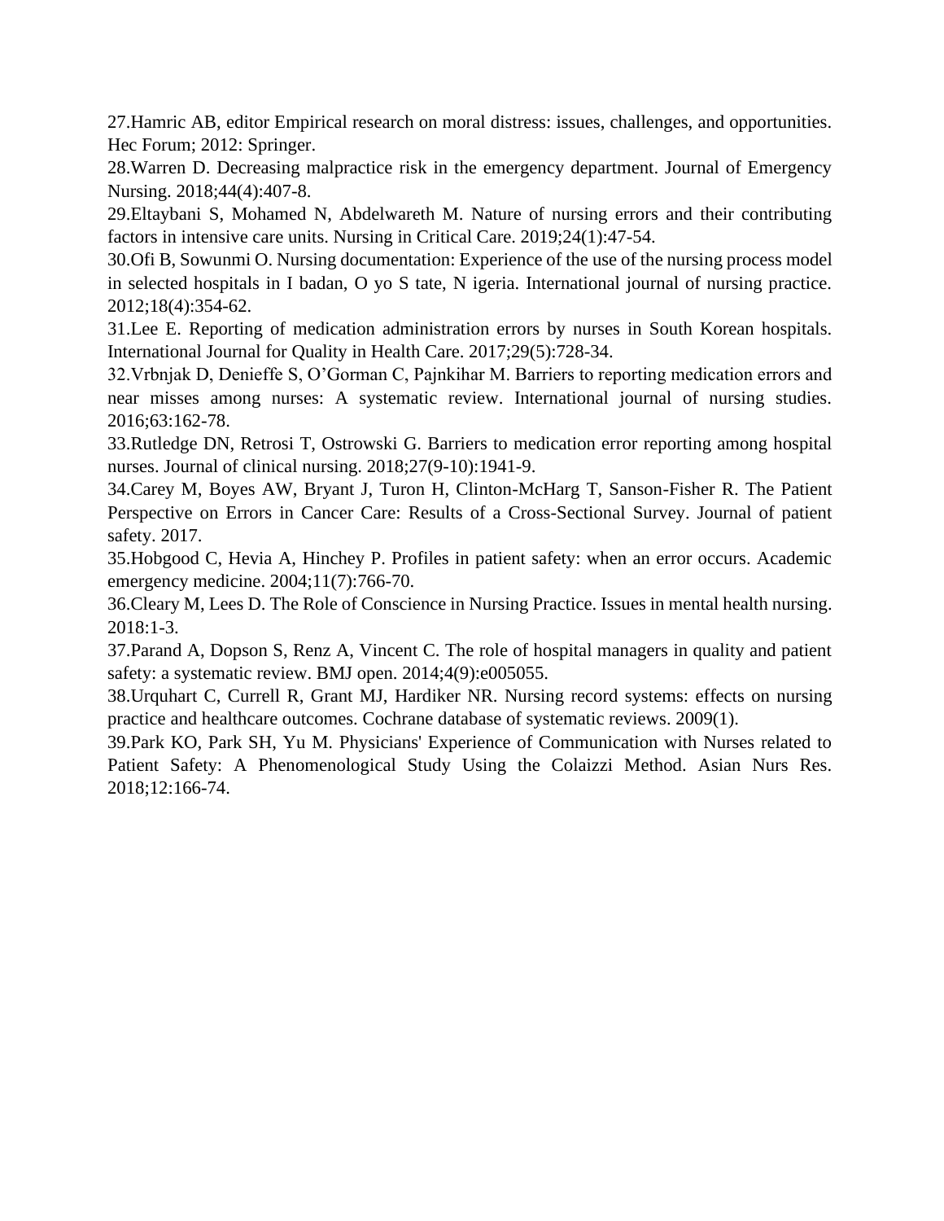27.Hamric AB, editor Empirical research on moral distress: issues, challenges, and opportunities. Hec Forum; 2012: Springer.

28.Warren D. Decreasing malpractice risk in the emergency department. Journal of Emergency Nursing. 2018;44(4):407-8.

29.Eltaybani S, Mohamed N, Abdelwareth M. Nature of nursing errors and their contributing factors in intensive care units. Nursing in Critical Care. 2019;24(1):47-54.

30.Ofi B, Sowunmi O. Nursing documentation: Experience of the use of the nursing process model in selected hospitals in I badan, O yo S tate, N igeria. International journal of nursing practice. 2012;18(4):354-62.

31.Lee E. Reporting of medication administration errors by nurses in South Korean hospitals. International Journal for Quality in Health Care. 2017;29(5):728-34.

32.Vrbnjak D, Denieffe S, O'Gorman C, Pajnkihar M. Barriers to reporting medication errors and near misses among nurses: A systematic review. International journal of nursing studies. 2016;63:162-78.

33.Rutledge DN, Retrosi T, Ostrowski G. Barriers to medication error reporting among hospital nurses. Journal of clinical nursing. 2018;27(9-10):1941-9.

34.Carey M, Boyes AW, Bryant J, Turon H, Clinton-McHarg T, Sanson-Fisher R. The Patient Perspective on Errors in Cancer Care: Results of a Cross-Sectional Survey. Journal of patient safety. 2017.

35.Hobgood C, Hevia A, Hinchey P. Profiles in patient safety: when an error occurs. Academic emergency medicine. 2004;11(7):766-70.

36.Cleary M, Lees D. The Role of Conscience in Nursing Practice. Issues in mental health nursing. 2018:1-3.

37.Parand A, Dopson S, Renz A, Vincent C. The role of hospital managers in quality and patient safety: a systematic review. BMJ open. 2014;4(9):e005055.

38.Urquhart C, Currell R, Grant MJ, Hardiker NR. Nursing record systems: effects on nursing practice and healthcare outcomes. Cochrane database of systematic reviews. 2009(1).

39.Park KO, Park SH, Yu M. Physicians' Experience of Communication with Nurses related to Patient Safety: A Phenomenological Study Using the Colaizzi Method. Asian Nurs Res. 2018;12:166-74.